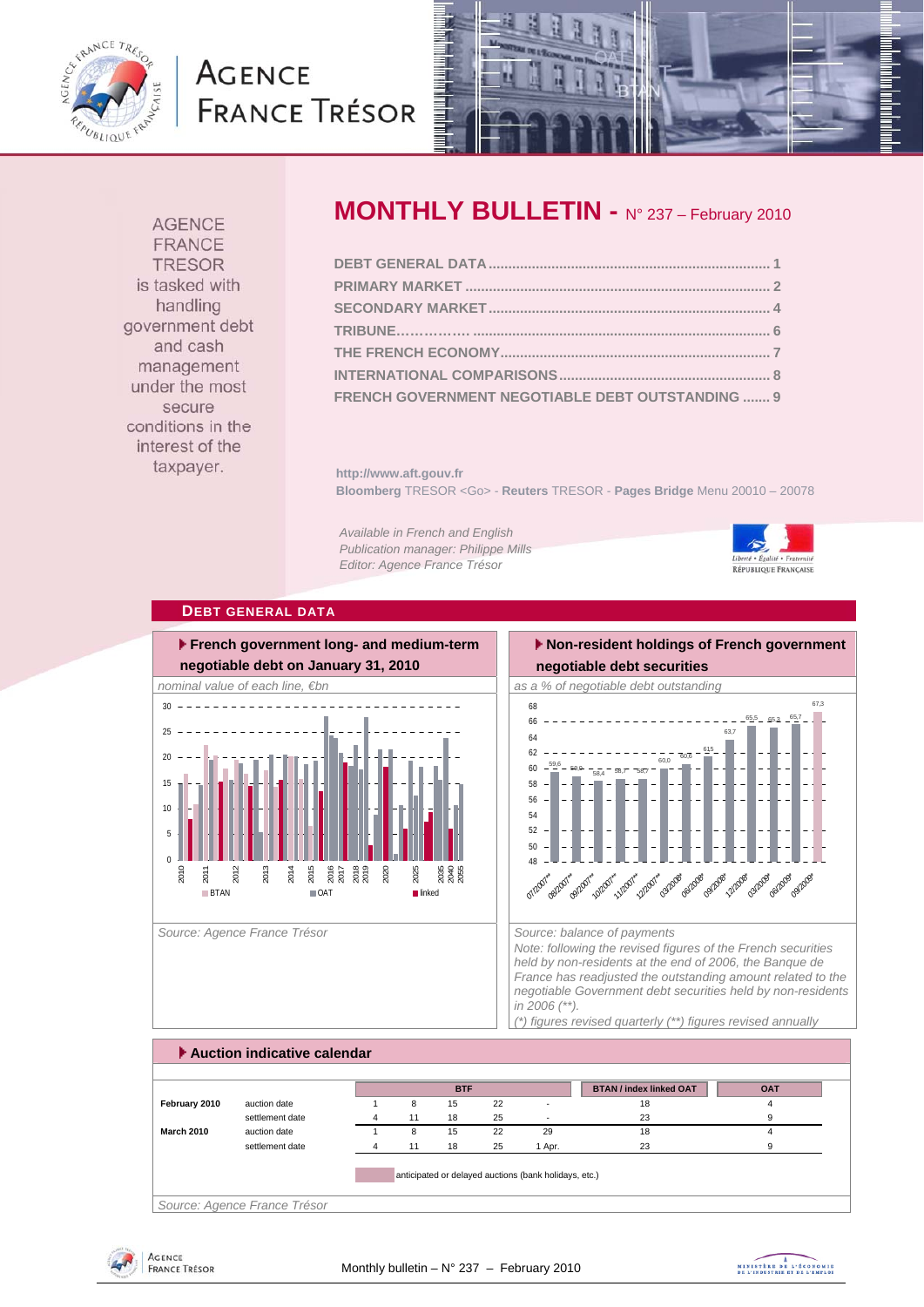AGENCE FRANCE TRÉSOR

# MONTHLY BULLETIN - N° 237 – February 2010

AGENCE FRANCE TRESOR is tasked with handling government debt and cash management under the most secure conditions in the interest of the taxpayer.

- DEBT GENERAL DATA ........ 1
- PRIMARY MARKET ........ 2
- SECONDARY MARKET ........ 4
- TRIBUNE ........ 6
- THE FRENCH ECONOMY ........ 7
- INTERNATIONAL COMPARISONS ........ 8
- FRENCH GOVERNMENT NEGOTIABLE DEBT OUTSTANDING ........ 9

**http://www.aft.gouv.fr**
**Bloomberg** TRESOR <Go> - **Reuters** TRESOR - **Pages Bridge** Menu 20010 – 20078

*Available in French and English*
*Publication manager: Philippe Mills*
*Editor: Agence France Trésor*

## DEBT GENERAL DATA

### French government long- and medium-term negotiable debt on January 31, 2010

*nominal value of each line, €bn*

Source: Agence France Trésor

### Non-resident holdings of French government negotiable debt securities

*as a % of negotiable debt outstanding*

| 07/2007** | 08/2007** | 09/2007** | 10/2007** | 11/2007** | 12/2007** | 03/2008* | 06/2008* | 09/2008* | 12/2008* | 03/2009* | 06/2009* | 09/2009* |
|---|---|---|---|---|---|---|---|---|---|---|---|---|
| 59.6 | 59.0 | 58.4 | 58.7 | 58.7 | 60.0 | 60.6 | 61.5 | 63.7 | 65.5 | 65.3 | 65.7 | 67.3 |

*Source: balance of payments*
*Note: following the revised figures of the French securities held by non-residents at the end of 2006, the Banque de France has readjusted the outstanding amount related to the negotiable Government debt securities held by non-residents in 2006 (\*\*).*
*(\*) figures revised quarterly (\*\*) figures revised annually*

### Auction indicative calendar

| | | BTF | | | | | BTAN / index linked OAT | OAT |
|---|---|---|---|---|---|---|---|---|
| **February 2010** | auction date | 1 | 8 | 15 | 22 | - | 18 | 4 |
| | settlement date | 4 | 11 | 18 | 25 | - | 23 | 9 |
| **March 2010** | auction date | 1 | 8 | 15 | 22 | 29 | 18 | 4 |
| | settlement date | 4 | 11 | 18 | 25 | 1 Apr. | 23 | 9 |

anticipated or delayed auctions (bank holidays, etc.)

Source: Agence France Trésor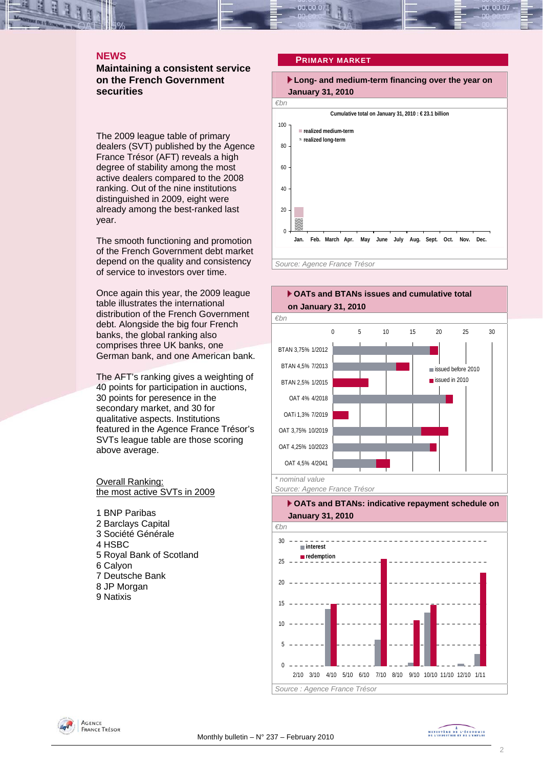## NEWS

### Maintaining a consistent service on the French Government securities

The 2009 league table of primary dealers (SVT) published by the Agence France Trésor (AFT) reveals a high degree of stability among the most active dealers compared to the 2008 ranking. Out of the nine institutions distinguished in 2009, eight were already among the best-ranked last year.

The smooth functioning and promotion of the French Government debt market depend on the quality and consistency of service to investors over time.

Once again this year, the 2009 league table illustrates the international distribution of the French Government debt. Alongside the big four French banks, the global ranking also comprises three UK banks, one German bank, and one American bank.

The AFT's ranking gives a weighting of 40 points for participation in auctions, 30 points for peresence in the secondary market, and 30 for qualitative aspects. Institutions featured in the Agence France Trésor's SVTs league table are those scoring above average.

Overall Ranking:
the most active SVTs in 2009

1 BNP Paribas
2 Barclays Capital
3 Société Générale
4 HSBC
5 Royal Bank of Scotland
6 Calyon
7 Deutsche Bank
8 JP Morgan
9 Natixis

## PRIMARY MARKET

**Long- and medium-term financing over the year on January 31, 2010**

€bn

Cumulative total on January 31, 2010 : € 23.1 billion

Source: Agence France Trésor

**OATs and BTANs issues and cumulative total on January 31, 2010**

€bn

\* nominal value

Source: Agence France Trésor

**OATs and BTANs: indicative repayment schedule on January 31, 2010**

€bn

Source : Agence France Trésor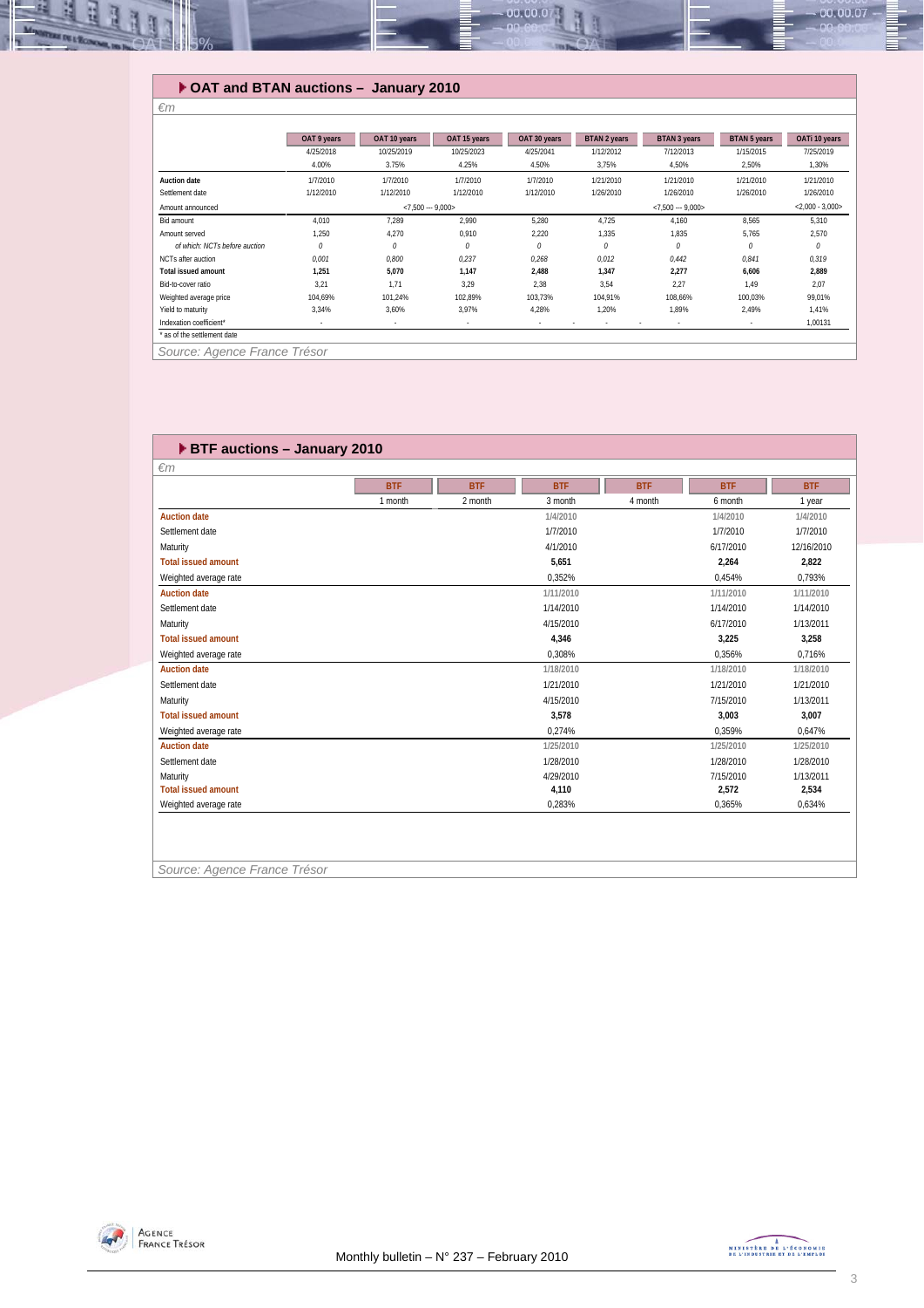## OAT and BTAN auctions – January 2010

*€m*

| | OAT 9 years | OAT 10 years | OAT 15 years | OAT 30 years | BTAN 2 years | BTAN 3 years | BTAN 5 years | OATi 10 years |
|---|---|---|---|---|---|---|---|---|
| | 4/25/2018 | 10/25/2019 | 10/25/2023 | 4/25/2041 | 1/12/2012 | 7/12/2013 | 1/15/2015 | 7/25/2019 |
| | 4.00% | 3.75% | 4.25% | 4.50% | 3,75% | 4,50% | 2,50% | 1,30% |
| **Auction date** | 1/7/2010 | 1/7/2010 | 1/7/2010 | 1/7/2010 | 1/21/2010 | 1/21/2010 | 1/21/2010 | 1/21/2010 |
| Settlement date | 1/12/2010 | 1/12/2010 | 1/12/2010 | 1/12/2010 | 1/26/2010 | 1/26/2010 | 1/26/2010 | 1/26/2010 |
| Amount announced | | <7,500 --- 9,000> | | | | <7,500 --- 9,000> | | <2,000 - 3,000> |
| Bid amount | 4,010 | 7,289 | 2,990 | 5,280 | 4,725 | 4,160 | 8,565 | 5,310 |
| Amount served | 1,250 | 4,270 | 0,910 | 2,220 | 1,335 | 1,835 | 5,765 | 2,570 |
| *of which: NCTs before auction* | *0* | *0* | *0* | *0* | *0* | *0* | *0* | *0* |
| NCTs after auction | *0,001* | *0,800* | *0,237* | *0,268* | *0,012* | *0,442* | *0,841* | *0,319* |
| **Total issued amount** | **1,251** | **5,070** | **1,147** | **2,488** | **1,347** | **2,277** | **6,606** | **2,889** |
| Bid-to-cover ratio | 3,21 | 1,71 | 3,29 | 2,38 | 3,54 | 2,27 | 1,49 | 2,07 |
| Weighted average price | 104,69% | 101,24% | 102,89% | 103,73% | 104,91% | 108,66% | 100,03% | 99,01% |
| Yield to maturity | 3,34% | 3,60% | 3,97% | 4,28% | 1,20% | 1,89% | 2,49% | 1,41% |
| Indexation coefficient* | - | - | - | - | - | - | - | 1,00131 |

* as of the settlement date

*Source: Agence France Trésor*

## BTF auctions – January 2010

*€m*

| | BTF | BTF | BTF | BTF | BTF | BTF |
|---|---|---|---|---|---|---|
| | 1 month | 2 month | 3 month | 4 month | 6 month | 1 year |
| **Auction date** | | | 1/4/2010 | | 1/4/2010 | 1/4/2010 |
| Settlement date | | | 1/7/2010 | | 1/7/2010 | 1/7/2010 |
| Maturity | | | 4/1/2010 | | 6/17/2010 | 12/16/2010 |
| **Total issued amount** | | | **5,651** | | **2,264** | **2,822** |
| Weighted average rate | | | 0,352% | | 0,454% | 0,793% |
| **Auction date** | | | 1/11/2010 | | 1/11/2010 | 1/11/2010 |
| Settlement date | | | 1/14/2010 | | 1/14/2010 | 1/14/2010 |
| Maturity | | | 4/15/2010 | | 6/17/2010 | 1/13/2011 |
| **Total issued amount** | | | **4,346** | | **3,225** | **3,258** |
| Weighted average rate | | | 0,308% | | 0,356% | 0,716% |
| **Auction date** | | | 1/18/2010 | | 1/18/2010 | 1/18/2010 |
| Settlement date | | | 1/21/2010 | | 1/21/2010 | 1/21/2010 |
| Maturity | | | 4/15/2010 | | 7/15/2010 | 1/13/2011 |
| **Total issued amount** | | | **3,578** | | **3,003** | **3,007** |
| Weighted average rate | | | 0,274% | | 0,359% | 0,647% |
| **Auction date** | | | 1/25/2010 | | 1/25/2010 | 1/25/2010 |
| Settlement date | | | 1/28/2010 | | 1/28/2010 | 1/28/2010 |
| Maturity | | | 4/29/2010 | | 7/15/2010 | 1/13/2011 |
| **Total issued amount** | | | **4,110** | | **2,572** | **2,534** |
| Weighted average rate | | | 0,283% | | 0,365% | 0,634% |

*Source: Agence France Trésor*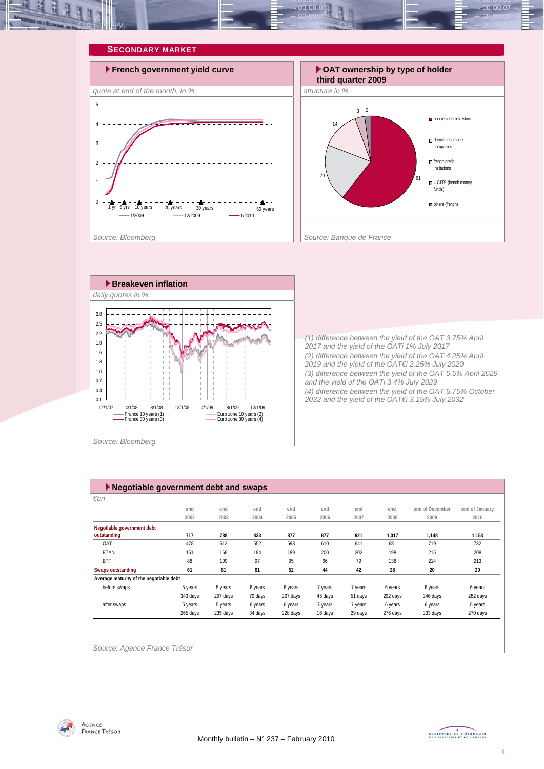## SECONDARY MARKET

### French government yield curve

*quote at end of the month, in %*

*Source: Bloomberg*

### OAT ownership by type of holder third quarter 2009

*structure in %*

*Source: Banque de France*

### Breakeven inflation

*daily quotes in %*

*Source: Bloomberg*

*(1) difference between the yield of the OAT 3.75% April 2017 and the yield of the OATi 1% July 2017*
*(2) difference between the yield of the OAT 4.25% April 2019 and the yield of the OAT€i 2.25% July 2020*
*(3) difference between the yield of the OAT 5.5% April 2029 and the yield of the OATi 3.4% July 2029*
*(4) difference between the yield of the OAT 5.75% October 2032 and the yield of the OAT€i 3.15% July 2032*

### Negotiable government debt and swaps

*€bn*

| | end 2002 | end 2003 | end 2004 | end 2005 | end 2006 | end 2007 | end 2008 | end of December 2009 | end of January 2010 |
|---|---|---|---|---|---|---|---|---|---|
| **Negotiable government debt outstanding** | **717** | **788** | **833** | **877** | **877** | **921** | **1,017** | **1,148** | **1,153** |
| OAT | 478 | 512 | 552 | 593 | 610 | 641 | 681 | 719 | 732 |
| BTAN | 151 | 168 | 184 | 189 | 200 | 202 | 198 | 215 | 208 |
| BTF | 88 | 109 | 97 | 95 | 66 | 79 | 138 | 214 | 213 |
| **Swaps outstanding** | **61** | **61** | **61** | **52** | **44** | **42** | **28** | **20** | **20** |
| **Average maturity of the negotiable debt** | | | | | | | | | |
| before swaps | 5 years | 5 years | 6 years | 6 years | 7 years | 7 years | 6 years | 6 years | 6 years |
| | 343 days | 297 days | 79 days | 267 days | 45 days | 51 days | 292 days | 246 days | 282 days |
| after swaps | 5 years | 5 years | 6 years | 6 years | 7 years | 7 years | 6 years | 6 years | 6 years |
| | 265 days | 235 days | 34 days | 228 days | 16 days | 29 days | 276 days | 233 days | 270 days |

*Source: Agence France Trésor*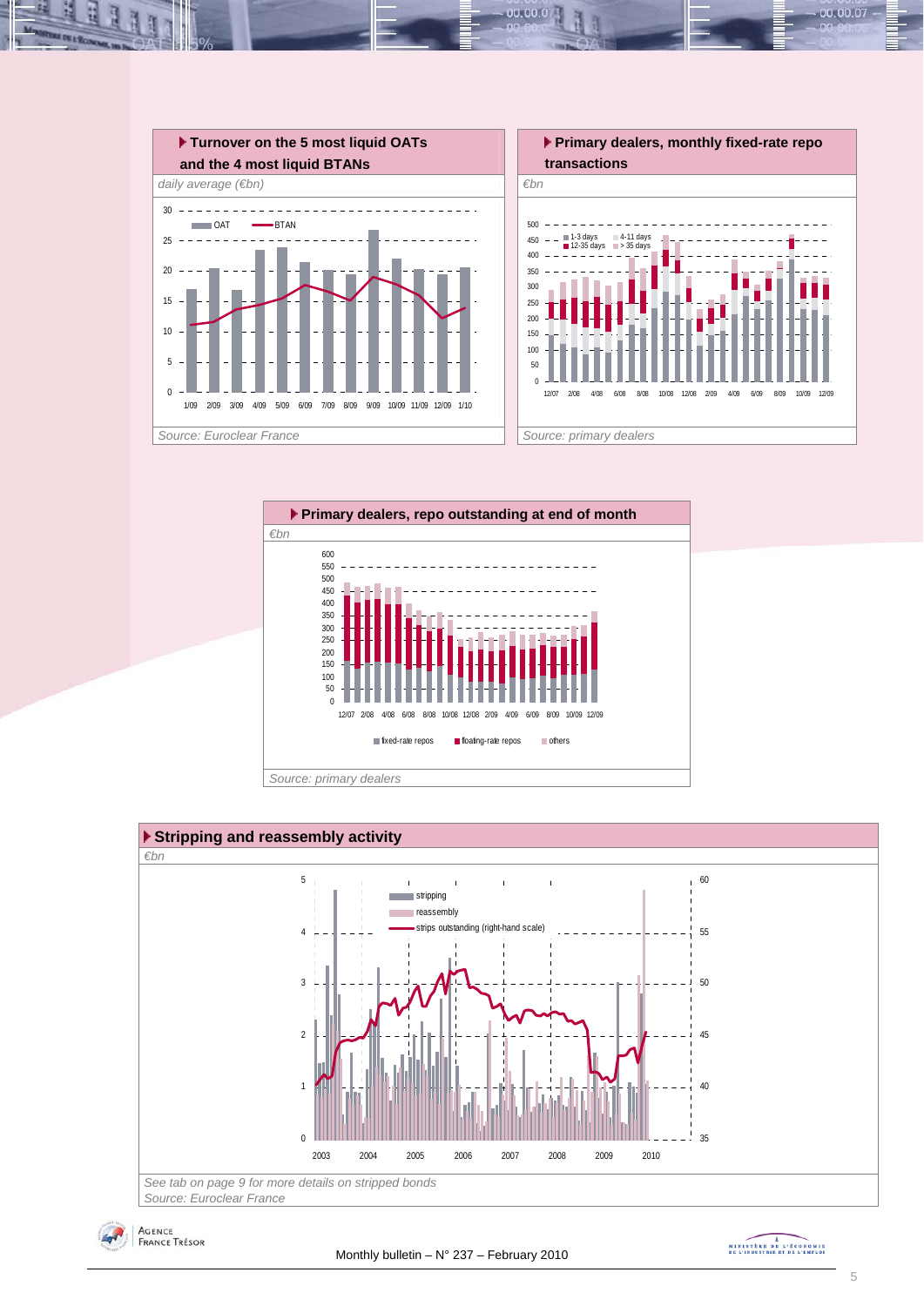### Turnover on the 5 most liquid OATs and the 4 most liquid BTANs

*daily average (€bn)*

*Source: Euroclear France*

### Primary dealers, monthly fixed-rate repo transactions

*€bn*

*Source: primary dealers*

### Primary dealers, repo outstanding at end of month

*€bn*

*Source: primary dealers*

### Stripping and reassembly activity

*€bn*

*See tab on page 9 for more details on stripped bonds*
*Source: Euroclear France*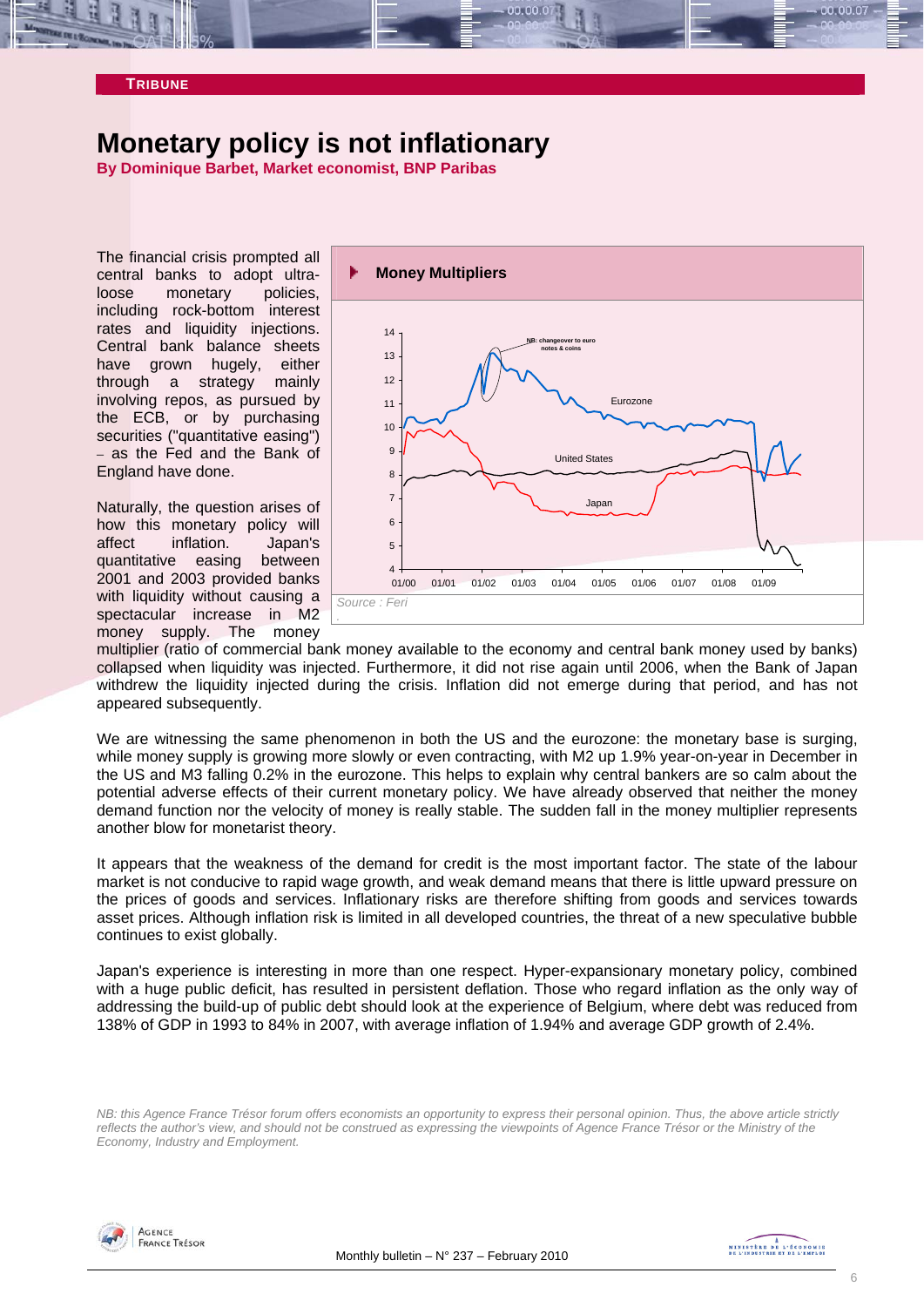TRIBUNE

# Monetary policy is not inflationary

**By Dominique Barbet, Market economist, BNP Paribas**

The financial crisis prompted all central banks to adopt ultra-loose monetary policies, including rock-bottom interest rates and liquidity injections. Central bank balance sheets have grown hugely, either through a strategy mainly involving repos, as pursued by the ECB, or by purchasing securities ("quantitative easing") – as the Fed and the Bank of England have done.

Naturally, the question arises of how this monetary policy will affect inflation. Japan's quantitative easing between 2001 and 2003 provided banks with liquidity without causing a spectacular increase in M2 money supply. The money multiplier (ratio of commercial bank money available to the economy and central bank money used by banks) collapsed when liquidity was injected. Furthermore, it did not rise again until 2006, when the Bank of Japan withdrew the liquidity injected during the crisis. Inflation did not emerge during that period, and has not appeared subsequently.

**Money Multipliers**

Source : Feri

We are witnessing the same phenomenon in both the US and the eurozone: the monetary base is surging, while money supply is growing more slowly or even contracting, with M2 up 1.9% year-on-year in December in the US and M3 falling 0.2% in the eurozone. This helps to explain why central bankers are so calm about the potential adverse effects of their current monetary policy. We have already observed that neither the money demand function nor the velocity of money is really stable. The sudden fall in the money multiplier represents another blow for monetarist theory.

It appears that the weakness of the demand for credit is the most important factor. The state of the labour market is not conducive to rapid wage growth, and weak demand means that there is little upward pressure on the prices of goods and services. Inflationary risks are therefore shifting from goods and services towards asset prices. Although inflation risk is limited in all developed countries, the threat of a new speculative bubble continues to exist globally.

Japan's experience is interesting in more than one respect. Hyper-expansionary monetary policy, combined with a huge public deficit, has resulted in persistent deflation. Those who regard inflation as the only way of addressing the build-up of public debt should look at the experience of Belgium, where debt was reduced from 138% of GDP in 1993 to 84% in 2007, with average inflation of 1.94% and average GDP growth of 2.4%.

*NB: this Agence France Trésor forum offers economists an opportunity to express their personal opinion. Thus, the above article strictly reflects the author's view, and should not be construed as expressing the viewpoints of Agence France Trésor or the Ministry of the Economy, Industry and Employment.*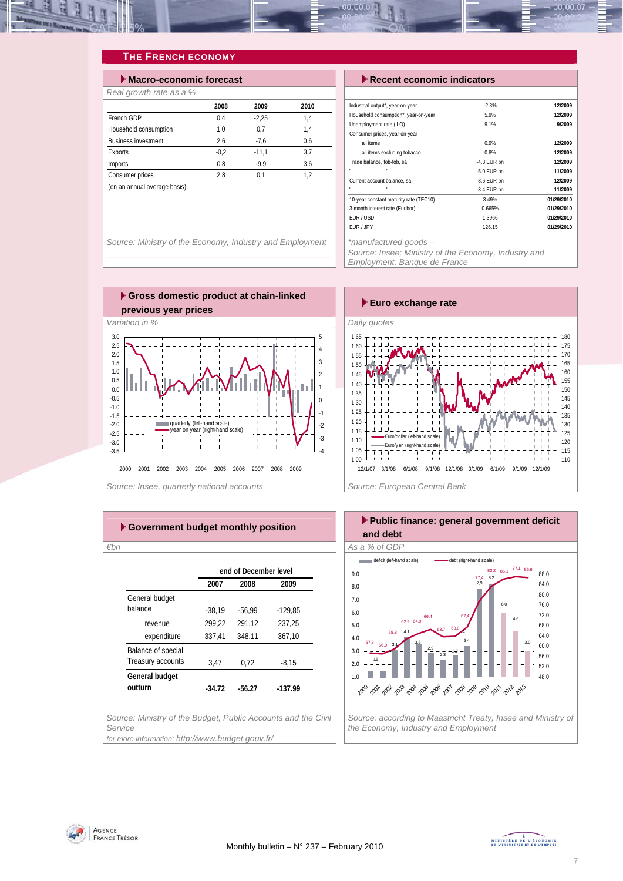## THE FRENCH ECONOMY

### Macro-economic forecast

*Real growth rate as a %*

| | 2008 | 2009 | 2010 |
|---|---|---|---|
| French GDP | 0,4 | -2,25 | 1,4 |
| Household consumption | 1,0 | 0,7 | 1,4 |
| Business investment | 2,6 | -7,6 | 0,6 |
| Exports | -0,2 | -11,1 | 3,7 |
| Imports | 0,8 | -9,9 | 3,6 |
| Consumer prices | 2,8 | 0,1 | 1,2 |
| (on an annual average basis) | | | |

*Source: Ministry of the Economy, Industry and Employment*

### Recent economic indicators

| | | |
|---|---|---|
| Industrial output*, year-on-year | -2.3% | 12/2009 |
| Household consumption*, year-on-year | 5.9% | 12/2009 |
| Unemployment rate (ILO) | 9.1% | 9/2009 |
| Consumer prices, year-on-year | | |
| all items | 0.9% | 12/2009 |
| all items excluding tobacco | 0.8% | 12/2009 |
| Trade balance, fob-fob, sa | -4.3 EUR bn | 12/2009 |
| " " | -5.0 EUR bn | 11/2009 |
| Current account balance, sa | -3.6 EUR bn | 12/2009 |
| " " | -3.4 EUR bn | 11/2009 |
| 10-year constant maturity rate (TEC10) | 3.49% | 01/29/2010 |
| 3-month interest rate (Euribor) | 0.665% | 01/29/2010 |
| EUR / USD | 1.3966 | 01/29/2010 |
| EUR / JPY | 126.15 | 01/29/2010 |

*manufactured goods –

*Source: Insee; Ministry of the Economy, Industry and Employment; Banque de France*

### Gross domestic product at chain-linked previous year prices

*Variation in %*

*Source: Insee, quarterly national accounts*

### Euro exchange rate

*Daily quotes*

*Source: European Central Bank*

### Government budget monthly position

*€bn*

| | end of December level | | |
|---|---|---|---|
| | 2007 | 2008 | 2009 |
| General budget balance | -38,19 | -56,99 | -129,85 |
| revenue | 299,22 | 291,12 | 237,25 |
| expenditure | 337,41 | 348,11 | 367,10 |
| Balance of special Treasury accounts | 3,47 | 0,72 | -8,15 |
| **General budget outturn** | **-34.72** | **-56.27** | **-137.99** |

*Source: Ministry of the Budget, Public Accounts and the Civil Service*

*for more information: http://www.budget.gouv.fr/*

### Public finance: general government deficit and debt

*As a % of GDP*

*Source: according to Maastricht Treaty, Insee and Ministry of the Economy, Industry and Employment*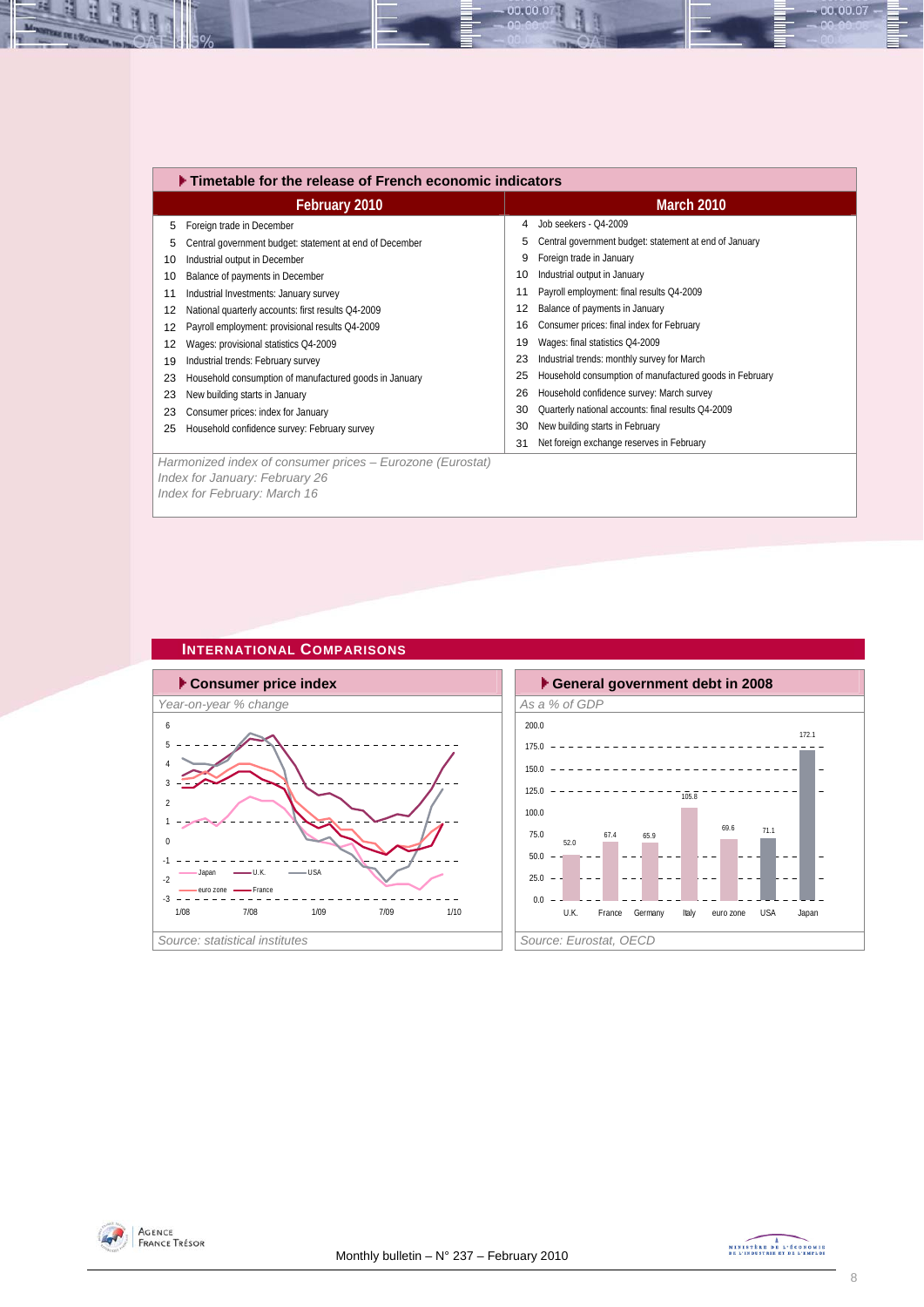## Timetable for the release of French economic indicators

| February 2010 | | March 2010 | |
|---|---|---|---|
| 5 | Foreign trade in December | 4 | Job seekers - Q4-2009 |
| 5 | Central government budget: statement at end of December | 5 | Central government budget: statement at end of January |
| 10 | Industrial output in December | 9 | Foreign trade in January |
| 10 | Balance of payments in December | 10 | Industrial output in January |
| 11 | Industrial Investments: January survey | 11 | Payroll employment: final results Q4-2009 |
| 12 | National quarterly accounts: first results Q4-2009 | 12 | Balance of payments in January |
| 12 | Payroll employment: provisional results Q4-2009 | 16 | Consumer prices: final index for February |
| 12 | Wages: provisional statistics Q4-2009 | 19 | Wages: final statistics Q4-2009 |
| 19 | Industrial trends: February survey | 23 | Industrial trends: monthly survey for March |
| 23 | Household consumption of manufactured goods in January | 25 | Household consumption of manufactured goods in February |
| 23 | New building starts in January | 26 | Household confidence survey: March survey |
| 23 | Consumer prices: index for January | 30 | Quarterly national accounts: final results Q4-2009 |
| 25 | Household confidence survey: February survey | 30 | New building starts in February |
| | | 31 | Net foreign exchange reserves in February |

*Harmonized index of consumer prices – Eurozone (Eurostat)*
*Index for January: February 26*
*Index for February: March 16*

## International Comparisons

### Consumer price index

*Year-on-year % change*

Japan, U.K., USA, euro zone, France (1/08 – 1/10)

*Source: statistical institutes*

### General government debt in 2008

*As a % of GDP*

| U.K. | France | Germany | Italy | euro zone | USA | Japan |
|---|---|---|---|---|---|---|
| 52.0 | 67.4 | 65.9 | 105.8 | 69.6 | 71.1 | 172.1 |

*Source: Eurostat, OECD*

Monthly bulletin – N° 237 – February 2010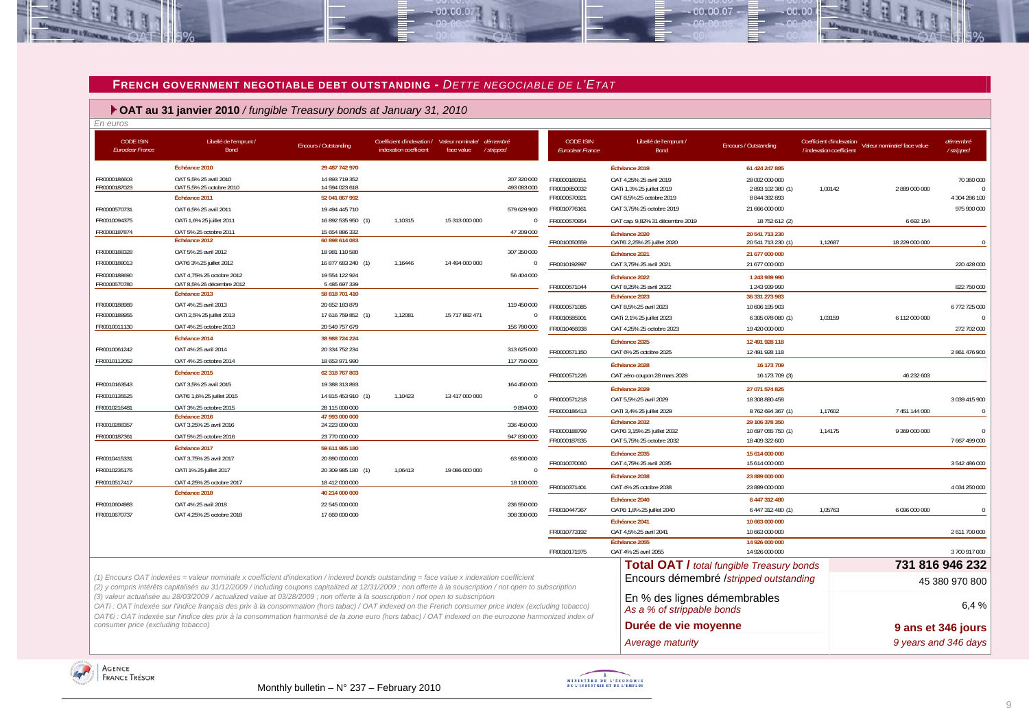## FRENCH GOVERNMENT NEGOTIABLE DEBT OUTSTANDING - *DETTE NEGOCIABLE DE L'ETAT*

### OAT au 31 janvier 2010 / *fungible Treasury bonds at January 31, 2010*

*En euros*

| CODE ISIN *Euroclear France* | Libellé de l'emprunt / Bond | Encours / Outstanding | Coefficient d'indexation / indexation coefficient | Valeur nominale/ face value | démembré / stripped |
|---|---|---|---|---|---|
| | **Échéance 2010** | **29 487 742 970** | | | |
| FR0000186603 | OAT 5,5% 25 avril 2010 | 14 893 719 352 | | | 207 320 000 |
| FR0000187023 | OAT 5,5% 25 octobre 2010 | 14 594 023 618 | | | 493 083 000 |
| | **Échéance 2011** | **52 041 867 992** | | | |
| FR0000570731 | OAT 6,5% 25 avril 2011 | 19 494 445 710 | | | 579 629 900 |
| FR0010094375 | OATi 1,6% 25 juillet 2011 | 16 892 535 950 (1) | 1,10315 | 15 313 000 000 | 0 |
| FR0000187874 | OAT 5% 25 octobre 2011 | 15 654 886 332 | | | 47 209 000 |
| | **Échéance 2012** | **60 898 614 083** | | | |
| FR0000188328 | OAT 5% 25 avril 2012 | 18 981 110 580 | | | 307 350 000 |
| FR0000188013 | OAT€i 3% 25 juillet 2012 | 16 877 683 240 (1) | 1,16446 | 14 494 000 000 | 0 |
| FR0000188690 | OAT 4,75% 25 octobre 2012 | 19 554 122 924 | | | 56 404 000 |
| FR0000570780 | OAT 8,5% 26 décembre 2012 | 5 485 697 339 | | | |
| | **Échéance 2013** | **58 818 701 410** | | | |
| FR0000188989 | OAT 4% 25 avril 2013 | 20 652 183 879 | | | 119 450 000 |
| FR0000188955 | OATi 2,5% 25 juillet 2013 | 17 616 759 852 (1) | 1,12081 | 15 717 882 471 | 0 |
| FR0010011130 | OAT 4% 25 octobre 2013 | 20 549 757 679 | | | 156 780 000 |
| | **Échéance 2014** | **38 988 724 224** | | | |
| FR0010061242 | OAT 4% 25 avril 2014 | 20 334 752 234 | | | 313 625 000 |
| FR0010112052 | OAT 4% 25 octobre 2014 | 18 653 971 990 | | | 117 750 000 |
| | **Échéance 2015** | **62 318 767 803** | | | |
| FR0010163543 | OAT 3,5% 25 avril 2015 | 19 388 313 893 | | | 164 450 000 |
| FR0010135525 | OAT€i 1,6% 25 juillet 2015 | 14 815 453 910 (1) | 1,10423 | 13 417 000 000 | 0 |
| FR0010216481 | OAT 3% 25 octobre 2015 | 28 115 000 000 | | | 9 894 000 |
| | **Échéance 2016** | **47 993 000 000** | | | |
| FR0010288357 | OAT 3,25% 25 avril 2016 | 24 223 000 000 | | | 336 450 000 |
| FR0000187361 | OAT 5% 25 octobre 2016 | 23 770 000 000 | | | 947 830 000 |
| | **Échéance 2017** | **59 611 985 180** | | | |
| FR0010415331 | OAT 3,75% 25 avril 2017 | 20 890 000 000 | | | 63 900 000 |
| FR0010235176 | OATi 1% 25 juillet 2017 | 20 309 985 180 (1) | 1,06413 | 19 086 000 000 | 0 |
| FR0010517417 | OAT 4,25% 25 octobre 2017 | 18 412 000 000 | | | 18 100 000 |
| | **Échéance 2018** | **40 214 000 000** | | | |
| FR0010604983 | OAT 4% 25 avril 2018 | 22 545 000 000 | | | 236 550 000 |
| FR0010670737 | OAT 4,25% 25 octobre 2018 | 17 669 000 000 | | | 308 300 000 |
| | **Échéance 2019** | **61 424 247 885** | | | |
| FR0000189151 | OAT 4,25% 25 avril 2019 | 28 002 000 000 | | | 70 360 000 |
| FR0010850032 | OATi 1,3% 25 juillet 2019 | 2 893 102 380 (1) | 1,00142 | 2 889 000 000 | 0 |
| FR0000570921 | OAT 8,5% 25 octobre 2019 | 8 844 392 893 | | | 4 304 286 100 |
| FR0010776161 | OAT 3,75% 25 octobre 2019 | 21 666 000 000 | | | 975 900 000 |
| FR0000570954 | OAT cap. 9,82% 31 décembre 2019 | 18 752 612 (2) | | 6 692 154 | |
| | **Échéance 2020** | **20 541 713 230** | | | |
| FR0010050559 | OAT€i 2,25% 25 juillet 2020 | 20 541 713 230 (1) | 1,12687 | 18 229 000 000 | 0 |
| | **Échéance 2021** | **21 677 000 000** | | | |
| FR0010192997 | OAT 3,75% 25 avril 2021 | 21 677 000 000 | | | 220 428 000 |
| | **Échéance 2022** | **1 243 939 990** | | | |
| FR0000571044 | OAT 8,25% 25 avril 2022 | 1 243 939 990 | | | 822 750 000 |
| | **Échéance 2023** | **36 331 273 983** | | | |
| FR0000571085 | OAT 8,5% 25 avril 2023 | 10 606 195 903 | | | 6 772 725 000 |
| FR0010585901 | OATi 2,1% 25 juillet 2023 | 6 305 078 080 (1) | 1,03159 | 6 112 000 000 | 0 |
| FR0010466938 | OAT 4,25% 25 octobre 2023 | 19 420 000 000 | | | 272 702 000 |
| | **Échéance 2025** | **12 491 928 118** | | | |
| FR0000571150 | OAT 6% 25 octobre 2025 | 12 491 928 118 | | | 2 861 476 900 |
| | **Échéance 2028** | **16 173 709** | | | |
| FR0000571226 | OAT zéro coupon 28 mars 2028 | 16 173 709 (3) | | 46 232 603 | |
| | **Échéance 2029** | **27 071 574 825** | | | |
| FR0000571218 | OAT 5,5% 25 avril 2029 | 18 308 880 458 | | | 3 039 415 900 |
| FR0000186413 | OATi 3,4% 25 juillet 2029 | 8 762 694 367 (1) | 1,17602 | 7 451 144 000 | 0 |
| | **Échéance 2032** | **29 106 378 350** | | | |
| FR0000188799 | OAT€i 3,15% 25 juillet 2032 | 10 697 055 750 (1) | 1,14175 | 9 369 000 000 | 0 |
| FR0000187635 | OAT 5,75% 25 octobre 2032 | 18 409 322 600 | | | 7 667 499 000 |
| | **Échéance 2035** | **15 614 000 000** | | | |
| FR0010070060 | OAT 4,75% 25 avril 2035 | 15 614 000 000 | | | 3 542 486 000 |
| | **Échéance 2038** | **23 889 000 000** | | | |
| FR0010371401 | OAT 4% 25 octobre 2038 | 23 889 000 000 | | | 4 034 250 000 |
| | **Échéance 2040** | **6 447 312 480** | | | |
| FR0010447367 | OAT€i 1,8% 25 juillet 2040 | 6 447 312 480 (1) | 1,05763 | 6 096 000 000 | 0 |
| | **Échéance 2041** | **10 663 000 000** | | | |
| FR0010773192 | OAT 4,5% 25 avril 2041 | 10 663 000 000 | | | 2 611 700 000 |
| | **Échéance 2055** | **14 926 000 000** | | | |
| FR0010171975 | OAT 4% 25 avril 2055 | 14 926 000 000 | | | 3 700 917 000 |

| | |
|---|---|
| **Total OAT /** *total fungible Treasury bonds* | **731 816 946 232** |
| Encours démembré /*stripped outstanding* | 45 380 970 800 |
| En % des lignes démembrables *As a % of strippable bonds* | 6,4 % |
| **Durée de vie moyenne** | **9 ans et 346 jours** |
| *Average maturity* | *9 years and 346 days* |

*(1) Encours OAT indexées = valeur nominale x coefficient d'indexation / indexed bonds outstanding = face value x indexation coefficient*
*(2) y compris intérêts capitalisés au 31/12/2009 / including coupons capitalized at 12/31/2009 ; non offerte à la souscription / not open to subscription*
*(3) valeur actualisée au 28/03/2009 / actualized value at 03/28/2009 ; non offerte à la souscription / not open to subscription*
*OATi : OAT indexée sur l'indice français des prix à la consommation (hors tabac) / OAT indexed on the French consumer price index (excluding tobacco)*
*OAT€i : OAT indexée sur l'indice des prix à la consommation harmonisé de la zone euro (hors tabac) / OAT indexed on the eurozone harmonized index of consumer price (excluding tobacco)*

Monthly bulletin – N° 237 – February 2010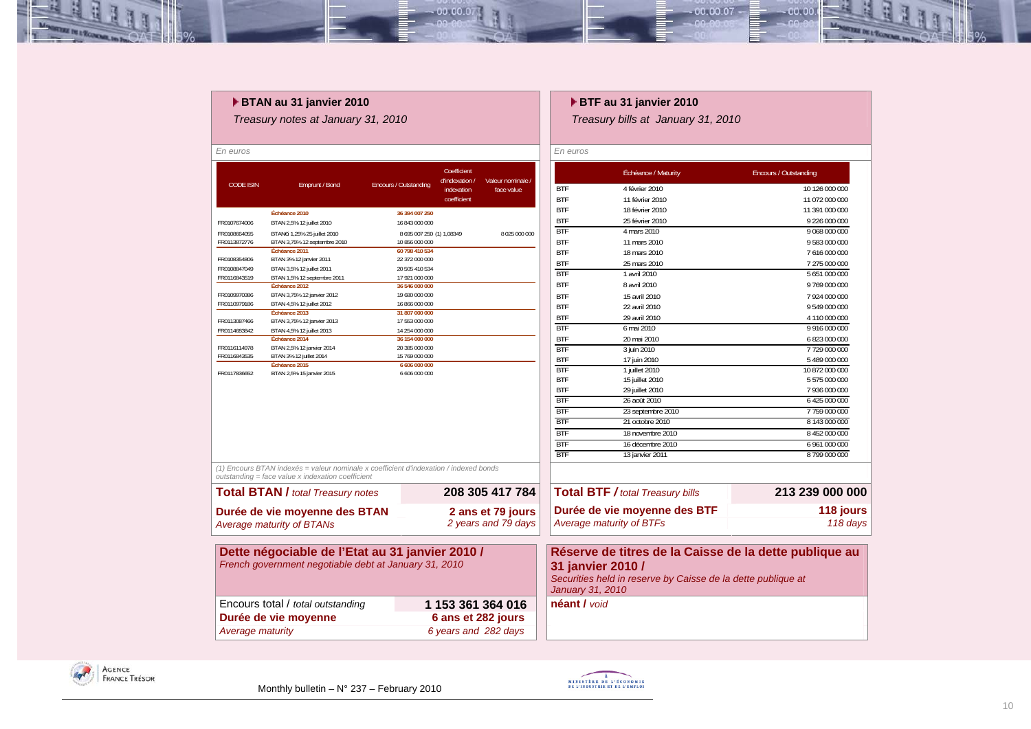## BTAN au 31 janvier 2010

*Treasury notes at January 31, 2010*

*En euros*

| CODE ISIN | Emprunt / Bond | Encours / Outstanding | Coefficient d'indexation / indexation coefficient | Valeur nominale / face value |
|---|---|---|---|---|
| | **Échéance 2010** | **36 394 007 250** | | |
| FR0107674006 | BTAN 2,5% 12 juillet 2010 | 16 843 000 000 | | |
| FR0108664055 | BTANi 1,25% 25 juillet 2010 | 8 695 007 250 (1) | 1,08349 | 8 025 000 000 |
| FR0113872776 | BTAN 3,75% 12 septembre 2010 | 10 856 000 000 | | |
| | **Échéance 2011** | **60 798 410 534** | | |
| FR0108354806 | BTAN 3% 12 janvier 2011 | 22 372 000 000 | | |
| FR0108847049 | BTAN 3,5% 12 juillet 2011 | 20 505 410 534 | | |
| FR0116843519 | BTAN 1,5% 12 septembre 2011 | 17 921 000 000 | | |
| | **Échéance 2012** | **36 546 000 000** | | |
| FR0109970386 | BTAN 3,75% 12 janvier 2012 | 19 680 000 000 | | |
| FR0110979186 | BTAN 4,5% 12 juillet 2012 | 16 866 000 000 | | |
| | **Échéance 2013** | **31 807 000 000** | | |
| FR0113087466 | BTAN 3,75% 12 janvier 2013 | 17 553 000 000 | | |
| FR0114683842 | BTAN 4,5% 12 juillet 2013 | 14 254 000 000 | | |
| | **Échéance 2014** | **36 154 000 000** | | |
| FR0116114978 | BTAN 2,5% 12 janvier 2014 | 20 385 000 000 | | |
| FR0116843535 | BTAN 3% 12 juillet 2014 | 15 769 000 000 | | |
| | **Échéance 2015** | **6 606 000 000** | | |
| FR0117836652 | BTAN 2,5% 15 janvier 2015 | 6 606 000 000 | | |

*(1) Encours BTAN indexés = valeur nominale x coefficient d'indexation / indexed bonds outstanding = face value x indexation coefficient*

| | |
|---|---|
| **Total BTAN /** *total Treasury notes* | **208 305 417 784** |
| **Durée de vie moyenne des BTAN** | **2 ans et 79 jours** |
| *Average maturity of BTANs* | *2 years and 79 days* |

## BTF au 31 janvier 2010

*Treasury bills at January 31, 2010*

*En euros*

| | Échéance / Maturity | Encours / Outstanding |
|---|---|---|
| BTF | 4 février 2010 | 10 126 000 000 |
| BTF | 11 février 2010 | 11 072 000 000 |
| BTF | 18 février 2010 | 11 391 000 000 |
| BTF | 25 février 2010 | 9 226 000 000 |
| BTF | 4 mars 2010 | 9 068 000 000 |
| BTF | 11 mars 2010 | 9 583 000 000 |
| BTF | 18 mars 2010 | 7 616 000 000 |
| BTF | 25 mars 2010 | 7 275 000 000 |
| BTF | 1 avril 2010 | 5 651 000 000 |
| BTF | 8 avril 2010 | 9 769 000 000 |
| BTF | 15 avril 2010 | 7 924 000 000 |
| BTF | 22 avril 2010 | 9 549 000 000 |
| BTF | 29 avril 2010 | 4 110 000 000 |
| BTF | 6 mai 2010 | 9 916 000 000 |
| BTF | 20 mai 2010 | 6 823 000 000 |
| BTF | 3 juin 2010 | 7 729 000 000 |
| BTF | 17 juin 2010 | 5 489 000 000 |
| BTF | 1 juillet 2010 | 10 872 000 000 |
| BTF | 15 juillet 2010 | 5 575 000 000 |
| BTF | 29 juillet 2010 | 7 936 000 000 |
| BTF | 26 août 2010 | 6 425 000 000 |
| BTF | 23 septembre 2010 | 7 759 000 000 |
| BTF | 21 octobre 2010 | 8 143 000 000 |
| BTF | 18 novembre 2010 | 8 452 000 000 |
| BTF | 16 décembre 2010 | 6 961 000 000 |
| BTF | 13 janvier 2011 | 8 799 000 000 |

| | |
|---|---|
| **Total BTF /** *total Treasury bills* | **213 239 000 000** |
| **Durée de vie moyenne des BTF** | **118 jours** |
| *Average maturity of BTFs* | *118 days* |

## Dette négociable de l'Etat au 31 janvier 2010 /

*French government negotiable debt at January 31, 2010*

| | |
|---|---|
| Encours total / *total outstanding* | **1 153 361 364 016** |
| **Durée de vie moyenne** | **6 ans et 282 jours** |
| *Average maturity* | *6 years and 282 days* |

## Réserve de titres de la Caisse de la dette publique au 31 janvier 2010 /

*Securities held in reserve by Caisse de la dette publique at January 31, 2010*

**néant /** *void*

Monthly bulletin – N° 237 – February 2010